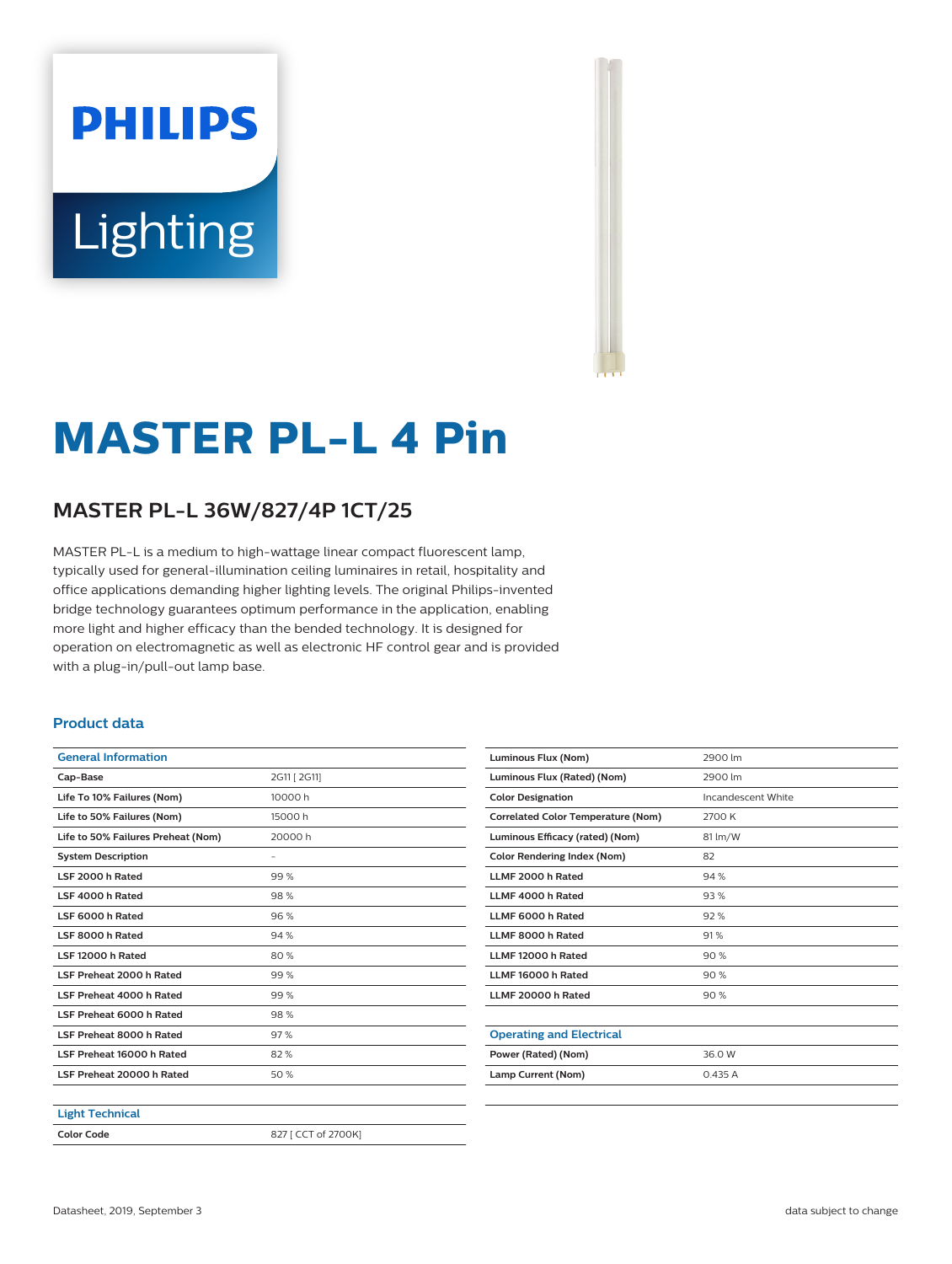PHILIPS

Lighting

# MASTER PL-L 4 Pin

## MASTER PL-L 36W/827/4P 1CT/25

MASTER PL-L is a medium to high-wattage linear compact fluorescent lamp, typically used for general-illumination ceiling luminaires in retail, hospitality and office applications demanding higher lighting levels. The original Philips-invented bridge technology guarantees optimum performance in the application, enabling more light and higher efficacy than the bended technology. It is designed for operation on electromagnetic as well as electronic HF control gear and is provided with a plug-in/pull-out lamp base.

### Product data

| General Information | |
|---|---|
| Cap-Base | 2G11 [ 2G11] |
| Life To 10% Failures (Nom) | 10000 h |
| Life to 50% Failures (Nom) | 15000 h |
| Life to 50% Failures Preheat (Nom) | 20000 h |
| System Description | - |
| LSF 2000 h Rated | 99 % |
| LSF 4000 h Rated | 98 % |
| LSF 6000 h Rated | 96 % |
| LSF 8000 h Rated | 94 % |
| LSF 12000 h Rated | 80 % |
| LSF Preheat 2000 h Rated | 99 % |
| LSF Preheat 4000 h Rated | 99 % |
| LSF Preheat 6000 h Rated | 98 % |
| LSF Preheat 8000 h Rated | 97 % |
| LSF Preheat 16000 h Rated | 82 % |
| LSF Preheat 20000 h Rated | 50 % |

| Light Technical | |
|---|---|
| Color Code | 827 [ CCT of 2700K] |
| Luminous Flux (Nom) | 2900 lm |
| Luminous Flux (Rated) (Nom) | 2900 lm |
| Color Designation | Incandescent White |
| Correlated Color Temperature (Nom) | 2700 K |
| Luminous Efficacy (rated) (Nom) | 81 lm/W |
| Color Rendering Index (Nom) | 82 |
| LLMF 2000 h Rated | 94 % |
| LLMF 4000 h Rated | 93 % |
| LLMF 6000 h Rated | 92 % |
| LLMF 8000 h Rated | 91 % |
| LLMF 12000 h Rated | 90 % |
| LLMF 16000 h Rated | 90 % |
| LLMF 20000 h Rated | 90 % |

| Operating and Electrical | |
|---|---|
| Power (Rated) (Nom) | 36.0 W |
| Lamp Current (Nom) | 0.435 A |

Datasheet, 2019, September 3

data subject to change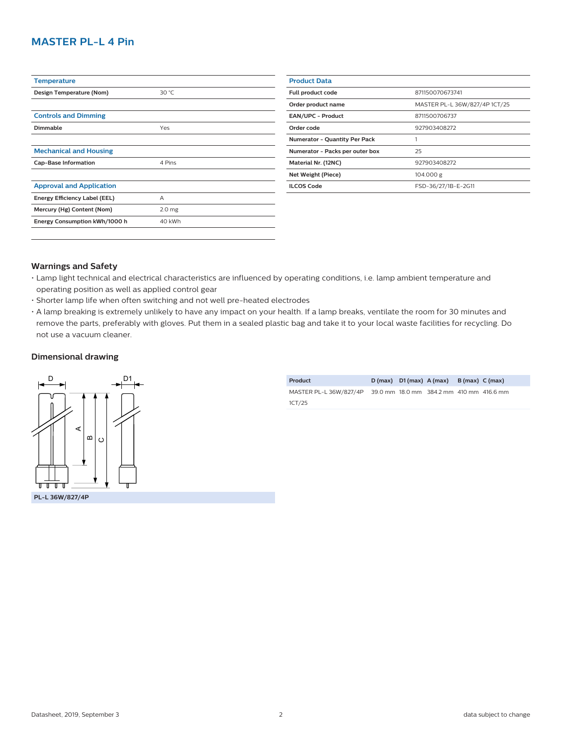# MASTER PL-L 4 Pin

| Temperature | |
|---|---|
| Design Temperature (Nom) | 30 °C |

| Controls and Dimming | |
|---|---|
| Dimmable | Yes |

| Mechanical and Housing | |
|---|---|
| Cap-Base Information | 4 Pins |

| Approval and Application | |
|---|---|
| Energy Efficiency Label (EEL) | A |
| Mercury (Hg) Content (Nom) | 2.0 mg |
| Energy Consumption kWh/1000 h | 40 kWh |

| Product Data | |
|---|---|
| Full product code | 871150070673741 |
| Order product name | MASTER PL-L 36W/827/4P 1CT/25 |
| EAN/UPC - Product | 8711500706737 |
| Order code | 927903408272 |
| Numerator - Quantity Per Pack | 1 |
| Numerator - Packs per outer box | 25 |
| Material Nr. (12NC) | 927903408272 |
| Net Weight (Piece) | 104.000 g |
| ILCOS Code | FSD-36/27/1B-E-2G11 |

## Warnings and Safety

- Lamp light technical and electrical characteristics are influenced by operating conditions, i.e. lamp ambient temperature and operating position as well as applied control gear
- Shorter lamp life when often switching and not well pre-heated electrodes
- A lamp breaking is extremely unlikely to have any impact on your health. If a lamp breaks, ventilate the room for 30 minutes and remove the parts, preferably with gloves. Put them in a sealed plastic bag and take it to your local waste facilities for recycling. Do not use a vacuum cleaner.

## Dimensional drawing

D
D1
A
B
C

PL-L 36W/827/4P

| Product | D (max) | D1 (max) | A (max) | B (max) | C (max) |
|---|---|---|---|---|---|
| MASTER PL-L 36W/827/4P 1CT/25 | 39.0 mm | 18.0 mm | 384.2 mm | 410 mm | 416.6 mm |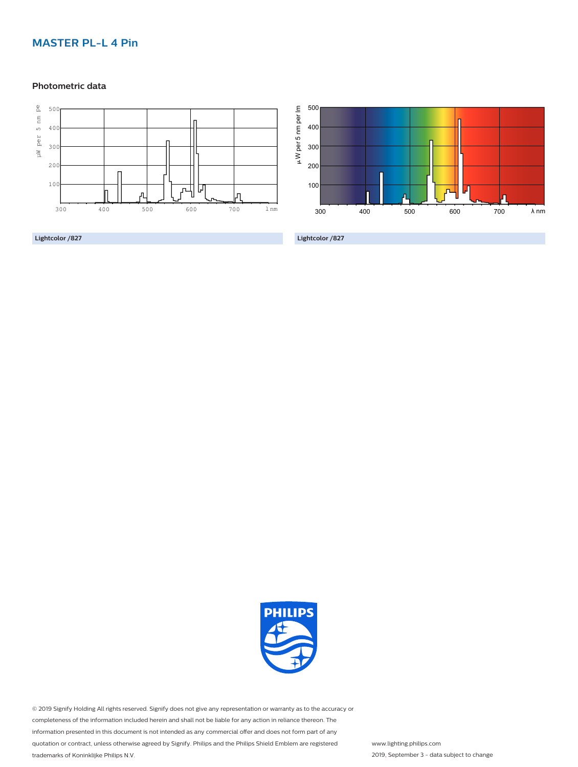## MASTER PL-L 4 Pin

### Photometric data

μW per 5 nm pe

500
400
300
200
100

300 400 500 600 700 l nm

Lightcolor /827

μW per 5 nm per lm

500
400
300
200
100

300 400 500 600 700 λ nm

Lightcolor /827

© 2019 Signify Holding All rights reserved. Signify does not give any representation or warranty as to the accuracy or completeness of the information included herein and shall not be liable for any action in reliance thereon. The information presented in this document is not intended as any commercial offer and does not form part of any quotation or contract, unless otherwise agreed by Signify. Philips and the Philips Shield Emblem are registered trademarks of Koninklijke Philips N.V.

www.lighting.philips.com

2019, September 3 - data subject to change